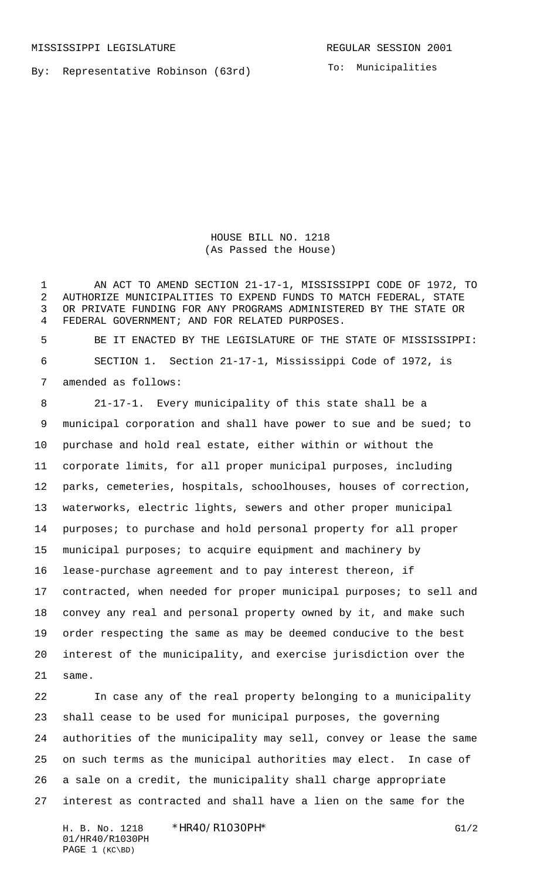MISSISSIPPI LEGISLATURE REGULAR SESSION 2001

By: Representative Robinson (63rd)

To: Municipalities

# HOUSE BILL NO. 1218
(As Passed the House)

AN ACT TO AMEND SECTION 21-17-1, MISSISSIPPI CODE OF 1972, TO AUTHORIZE MUNICIPALITIES TO EXPEND FUNDS TO MATCH FEDERAL, STATE OR PRIVATE FUNDING FOR ANY PROGRAMS ADMINISTERED BY THE STATE OR FEDERAL GOVERNMENT; AND FOR RELATED PURPOSES.

BE IT ENACTED BY THE LEGISLATURE OF THE STATE OF MISSISSIPPI:

SECTION 1. Section 21-17-1, Mississippi Code of 1972, is amended as follows:

21-17-1. Every municipality of this state shall be a municipal corporation and shall have power to sue and be sued; to purchase and hold real estate, either within or without the corporate limits, for all proper municipal purposes, including parks, cemeteries, hospitals, schoolhouses, houses of correction, waterworks, electric lights, sewers and other proper municipal purposes; to purchase and hold personal property for all proper municipal purposes; to acquire equipment and machinery by lease-purchase agreement and to pay interest thereon, if contracted, when needed for proper municipal purposes; to sell and convey any real and personal property owned by it, and make such order respecting the same as may be deemed conducive to the best interest of the municipality, and exercise jurisdiction over the same.

In case any of the real property belonging to a municipality shall cease to be used for municipal purposes, the governing authorities of the municipality may sell, convey or lease the same on such terms as the municipal authorities may elect. In case of a sale on a credit, the municipality shall charge appropriate interest as contracted and shall have a lien on the same for the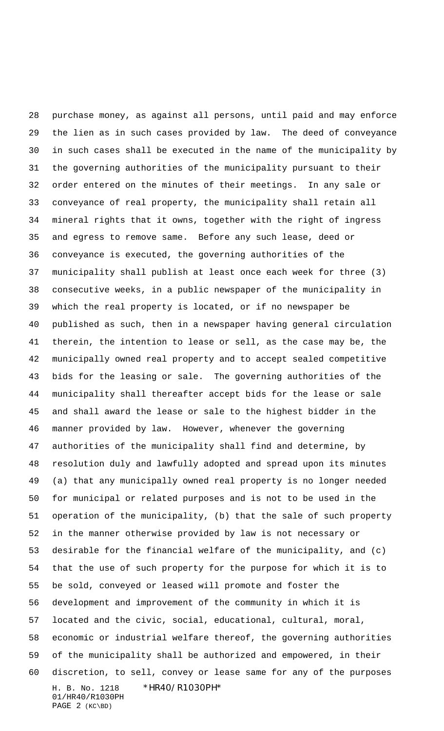purchase money, as against all persons, until paid and may enforce the lien as in such cases provided by law. The deed of conveyance in such cases shall be executed in the name of the municipality by the governing authorities of the municipality pursuant to their order entered on the minutes of their meetings. In any sale or conveyance of real property, the municipality shall retain all mineral rights that it owns, together with the right of ingress and egress to remove same. Before any such lease, deed or conveyance is executed, the governing authorities of the municipality shall publish at least once each week for three (3) consecutive weeks, in a public newspaper of the municipality in which the real property is located, or if no newspaper be published as such, then in a newspaper having general circulation therein, the intention to lease or sell, as the case may be, the municipally owned real property and to accept sealed competitive bids for the leasing or sale. The governing authorities of the municipality shall thereafter accept bids for the lease or sale and shall award the lease or sale to the highest bidder in the manner provided by law. However, whenever the governing authorities of the municipality shall find and determine, by resolution duly and lawfully adopted and spread upon its minutes (a) that any municipally owned real property is no longer needed for municipal or related purposes and is not to be used in the operation of the municipality, (b) that the sale of such property in the manner otherwise provided by law is not necessary or desirable for the financial welfare of the municipality, and (c) that the use of such property for the purpose for which it is to be sold, conveyed or leased will promote and foster the development and improvement of the community in which it is located and the civic, social, educational, cultural, moral, economic or industrial welfare thereof, the governing authorities of the municipality shall be authorized and empowered, in their discretion, to sell, convey or lease same for any of the purposes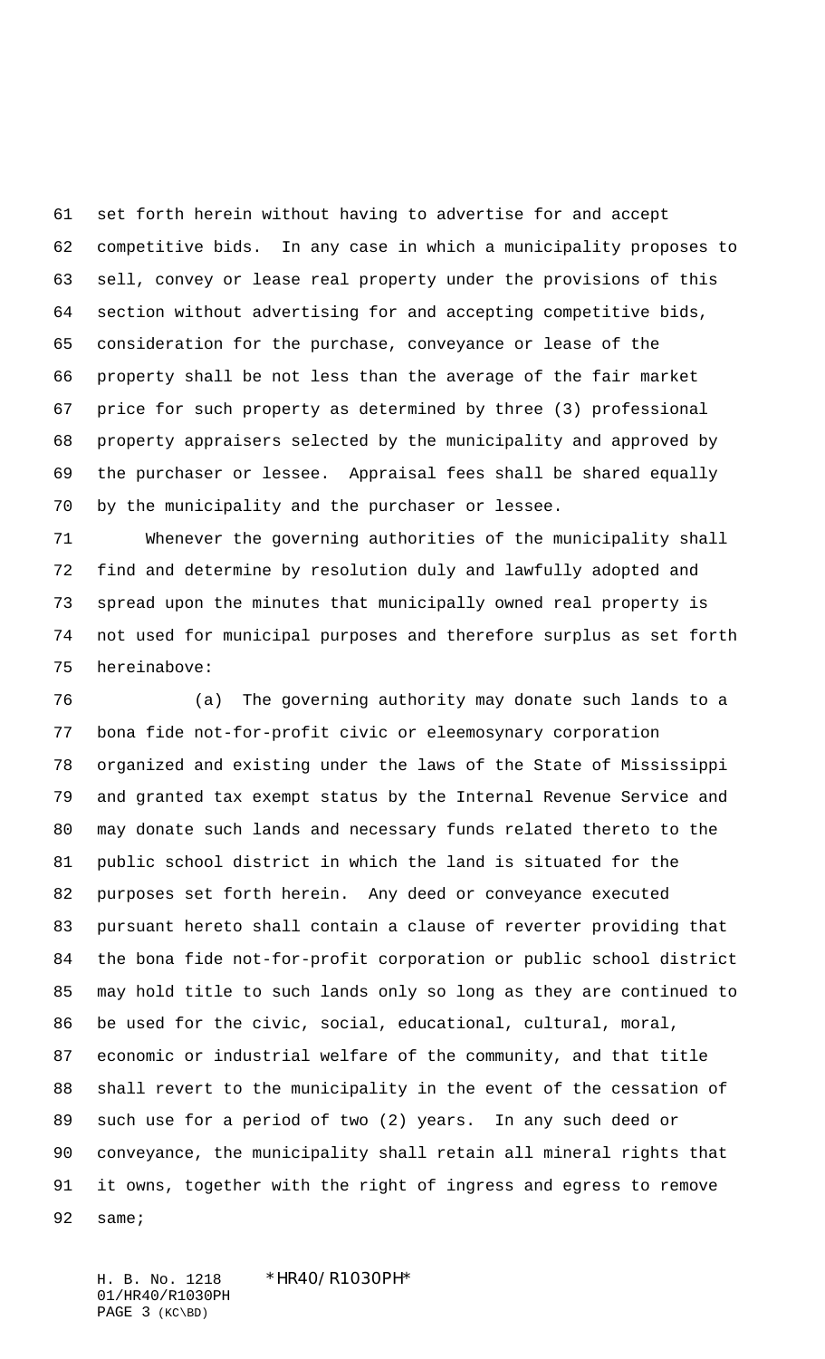set forth herein without having to advertise for and accept competitive bids. In any case in which a municipality proposes to sell, convey or lease real property under the provisions of this section without advertising for and accepting competitive bids, consideration for the purchase, conveyance or lease of the property shall be not less than the average of the fair market price for such property as determined by three (3) professional property appraisers selected by the municipality and approved by the purchaser or lessee. Appraisal fees shall be shared equally by the municipality and the purchaser or lessee.

Whenever the governing authorities of the municipality shall find and determine by resolution duly and lawfully adopted and spread upon the minutes that municipally owned real property is not used for municipal purposes and therefore surplus as set forth hereinabove:

(a) The governing authority may donate such lands to a bona fide not-for-profit civic or eleemosynary corporation organized and existing under the laws of the State of Mississippi and granted tax exempt status by the Internal Revenue Service and may donate such lands and necessary funds related thereto to the public school district in which the land is situated for the purposes set forth herein. Any deed or conveyance executed pursuant hereto shall contain a clause of reverter providing that the bona fide not-for-profit corporation or public school district may hold title to such lands only so long as they are continued to be used for the civic, social, educational, cultural, moral, economic or industrial welfare of the community, and that title shall revert to the municipality in the event of the cessation of such use for a period of two (2) years. In any such deed or conveyance, the municipality shall retain all mineral rights that it owns, together with the right of ingress and egress to remove same;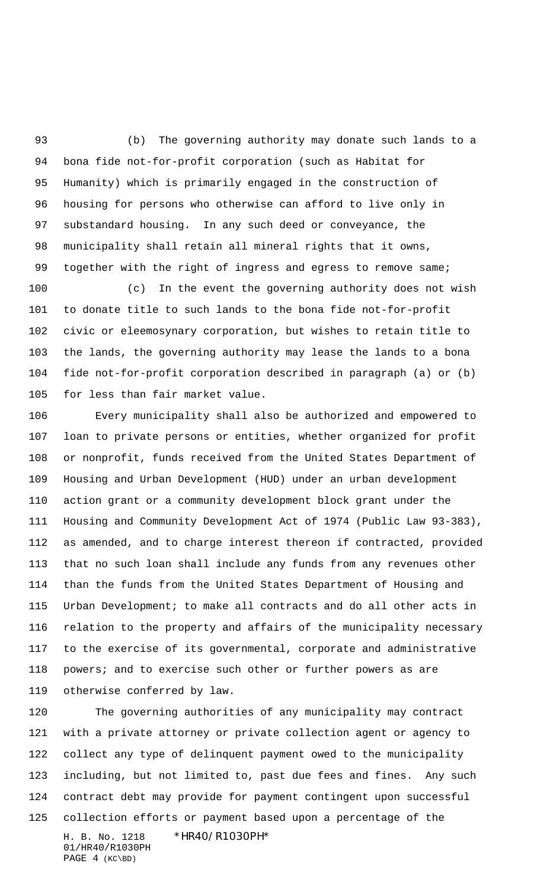(b) The governing authority may donate such lands to a bona fide not-for-profit corporation (such as Habitat for Humanity) which is primarily engaged in the construction of housing for persons who otherwise can afford to live only in substandard housing. In any such deed or conveyance, the municipality shall retain all mineral rights that it owns, together with the right of ingress and egress to remove same;

(c) In the event the governing authority does not wish to donate title to such lands to the bona fide not-for-profit civic or eleemosynary corporation, but wishes to retain title to the lands, the governing authority may lease the lands to a bona fide not-for-profit corporation described in paragraph (a) or (b) for less than fair market value.

Every municipality shall also be authorized and empowered to loan to private persons or entities, whether organized for profit or nonprofit, funds received from the United States Department of Housing and Urban Development (HUD) under an urban development action grant or a community development block grant under the Housing and Community Development Act of 1974 (Public Law 93-383), as amended, and to charge interest thereon if contracted, provided that no such loan shall include any funds from any revenues other than the funds from the United States Department of Housing and Urban Development; to make all contracts and do all other acts in relation to the property and affairs of the municipality necessary to the exercise of its governmental, corporate and administrative powers; and to exercise such other or further powers as are otherwise conferred by law.

The governing authorities of any municipality may contract with a private attorney or private collection agent or agency to collect any type of delinquent payment owed to the municipality including, but not limited to, past due fees and fines. Any such contract debt may provide for payment contingent upon successful collection efforts or payment based upon a percentage of the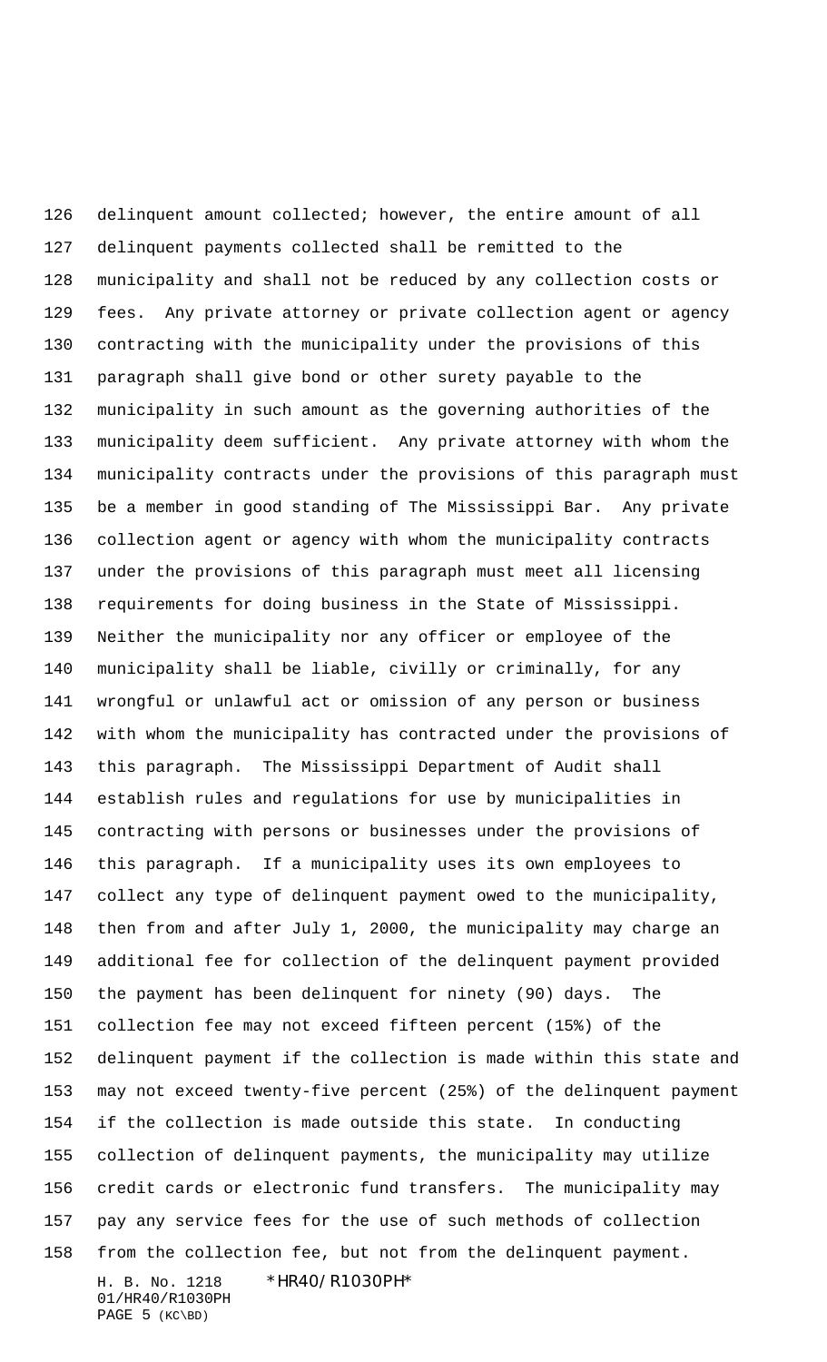delinquent amount collected; however, the entire amount of all delinquent payments collected shall be remitted to the municipality and shall not be reduced by any collection costs or fees. Any private attorney or private collection agent or agency contracting with the municipality under the provisions of this paragraph shall give bond or other surety payable to the municipality in such amount as the governing authorities of the municipality deem sufficient. Any private attorney with whom the municipality contracts under the provisions of this paragraph must be a member in good standing of The Mississippi Bar. Any private collection agent or agency with whom the municipality contracts under the provisions of this paragraph must meet all licensing requirements for doing business in the State of Mississippi. Neither the municipality nor any officer or employee of the municipality shall be liable, civilly or criminally, for any wrongful or unlawful act or omission of any person or business with whom the municipality has contracted under the provisions of this paragraph. The Mississippi Department of Audit shall establish rules and regulations for use by municipalities in contracting with persons or businesses under the provisions of this paragraph. If a municipality uses its own employees to collect any type of delinquent payment owed to the municipality, then from and after July 1, 2000, the municipality may charge an additional fee for collection of the delinquent payment provided the payment has been delinquent for ninety (90) days. The collection fee may not exceed fifteen percent (15%) of the delinquent payment if the collection is made within this state and may not exceed twenty-five percent (25%) of the delinquent payment if the collection is made outside this state. In conducting collection of delinquent payments, the municipality may utilize credit cards or electronic fund transfers. The municipality may pay any service fees for the use of such methods of collection from the collection fee, but not from the delinquent payment.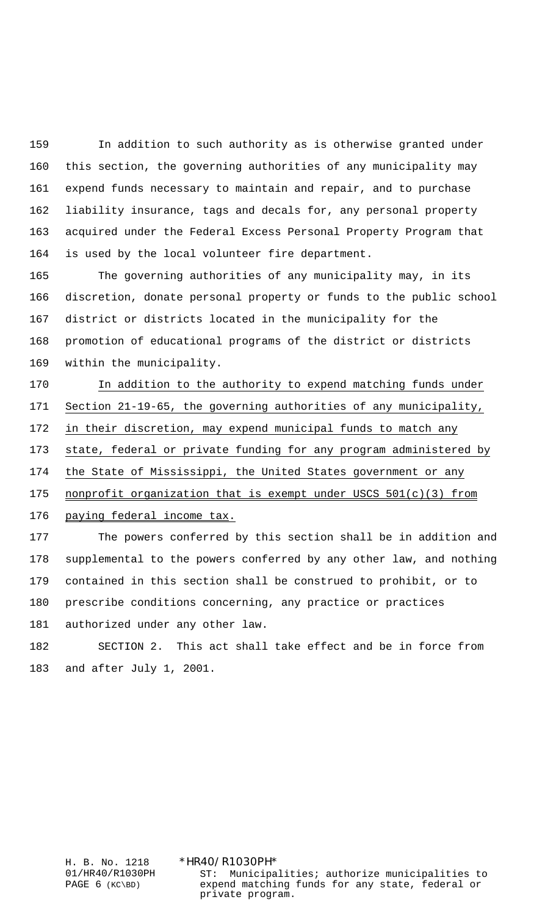In addition to such authority as is otherwise granted under this section, the governing authorities of any municipality may expend funds necessary to maintain and repair, and to purchase liability insurance, tags and decals for, any personal property acquired under the Federal Excess Personal Property Program that is used by the local volunteer fire department.

The governing authorities of any municipality may, in its discretion, donate personal property or funds to the public school district or districts located in the municipality for the promotion of educational programs of the district or districts within the municipality.

<u>In addition to the authority to expend matching funds under Section 21-19-65, the governing authorities of any municipality, in their discretion, may expend municipal funds to match any state, federal or private funding for any program administered by the State of Mississippi, the United States government or any nonprofit organization that is exempt under USCS 501(c)(3) from paying federal income tax.</u>

The powers conferred by this section shall be in addition and supplemental to the powers conferred by any other law, and nothing contained in this section shall be construed to prohibit, or to prescribe conditions concerning, any practice or practices authorized under any other law.

SECTION 2. This act shall take effect and be in force from and after July 1, 2001.

ST: Municipalities; authorize municipalities to expend matching funds for any state, federal or private program.